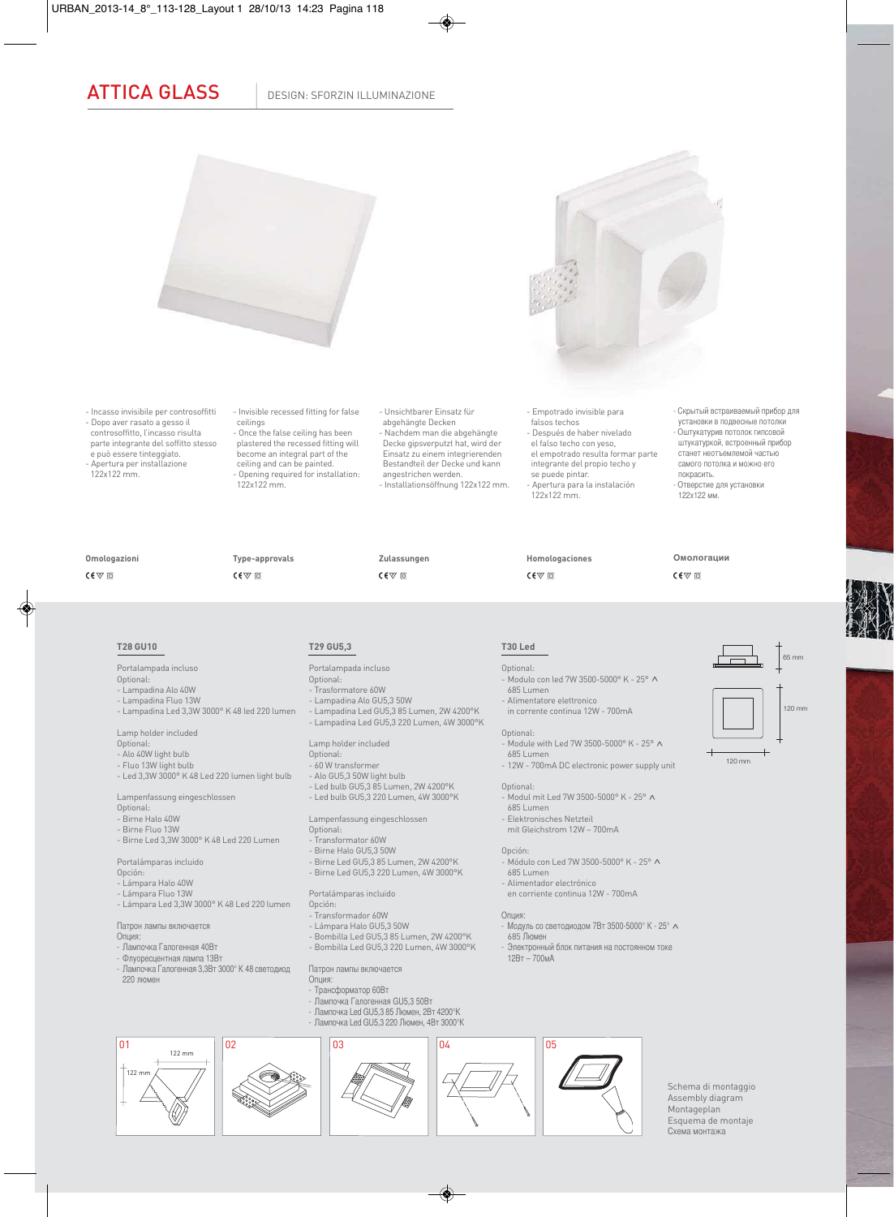# ATTICA GLASS

DESIGN: SFORZIN ILLUMINAZIONE

- Incasso invisibile per controsoffitti
- Dopo aver rasato a gesso il controsoffitto, l'incasso risulta parte integrante del soffitto stesso e può essere tinteggiato.
- Apertura per installazione 122x122 mm.

- Invisible recessed fitting for false ceilings
- Once the false ceiling has been plastered the recessed fitting will become an integral part of the ceiling and can be painted.
- Opening required for installation: 122x122 mm.

- Unsichtbarer Einsatz für abgehängte Decken
- Nachdem man die abgehängte Decke gipsverputzt hat, wird der Einsatz zu einem integrierenden Bestandteil der Decke und kann angestrichen werden.
- Installationsöffnung 122x122 mm.

- Empotrado invisible para falsos techos
- Después de haber nivelado el falso techo con yeso, el empotrado resulta formar parte integrante del propio techo y se puede pintar.
- Apertura para la instalación 122x122 mm.

- Скрытый встраиваемый прибор для установки в подвесные потолки
- Оштукатурив потолок гипсовой штукатуркой, встроенный прибор станет неотъемлемой частью самого потолка и можно его покрасить.
- Отверстие для установки 122x122 мм.

**Omologazioni** CE ▽ ▣

**Type-approvals** CE ▽ ▣

**Zulassungen** CE ▽ ▣

**Homologaciones** CE ▽ ▣

**Омологации** CE ▽ ▣

### T28 GU10

Portalampada incluso
Optional:
- Lampadina Alo 40W
- Lampadina Fluo 13W
- Lampadina Led 3,3W 3000° K 48 led 220 lumen

Lamp holder included
Optional:
- Alo 40W light bulb
- Fluo 13W light bulb
- Led 3,3W 3000° K 48 Led 220 lumen light bulb

Lampenfassung eingeschlossen
Optional:
- Birne Halo 40W
- Birne Fluo 13W
- Birne Led 3,3W 3000° K 48 Led 220 Lumen

Portalámparas incluido
Opción:
- Lámpara Halo 40W
- Lámpara Fluo 13W
- Lámpara Led 3,3W 3000° K 48 Led 220 lumen

Патрон лампы включается
Опция:
- Лампочка Галогенная 40Вт
- Флуоресцентная лампа 13Вт
- Лампочка Галогенная 3,3Вт 3000° K 48 светодиод 220 люмен

### T29 GU5,3

Portalampada incluso
Optional:
- Trasformatore 60W
- Lampadina Alo GU5,3 50W
- Lampadina Led GU5,3 85 Lumen, 2W 4200°K
- Lampadina Led GU5,3 220 Lumen, 4W 3000°K

Lamp holder included
Optional:
- 60 W transformer
- Alo GU5,3 50W light bulb
- Led bulb GU5,3 85 Lumen, 2W 4200°K
- Led bulb GU5,3 220 Lumen, 4W 3000°K

Lampenfassung eingeschlossen
Optional:
- Transformator 60W
- Birne Halo GU5,3 50W
- Birne Led GU5,3 85 Lumen, 2W 4200°K
- Birne Led GU5,3 220 Lumen, 4W 3000°K

Portalámparas incluido
Opción:
- Transformador 60W
- Lámpara Halo GU5,3 50W
- Bombilla Led GU5,3 85 Lumen, 2W 4200°K
- Bombilla Led GU5,3 220 Lumen, 4W 3000°K

Патрон лампы включается
Опция:
- Трансформатор 60Вт
- Лампочка Галогенная GU5,3 50Вт
- Лампочка Led GU5,3 85 Люмен, 2Вт 4200°K
- Лампочка Led GU5,3 220 Люмен, 4Вт 3000°K

### T30 Led

Optional:
- Modulo con led 7W 3500-5000° K - 25° ^ 685 Lumen
- Alimentatore elettronico in corrente continua 12W - 700mA

Optional:
- Module with Led 7W 3500-5000° K - 25° ^ 685 Lumen
- 12W - 700mA DC electronic power supply unit

Optional:
- Modul mit Led 7W 3500-5000° K - 25° ^ 685 Lumen
- Elektronisches Netzteil mit Gleichstrom 12W – 700mA

Opción:
- Módulo con Led 7W 3500-5000° K - 25° ^ 685 Lumen
- Alimentador electrónico en corriente continua 12W - 700mA

Опция:
- Модуль со светодиодом 7Вт 3500-5000° K - 25° ^ 685 Люмен
- Электронный блок питания на постоянном токе 12Вт – 700мА

65 mm
120 mm
120 mm

01 122 mm 122 mm
02
03
04
05

Schema di montaggio
Assembly diagram
Montageplan
Esquema de montaje
Схема монтажа